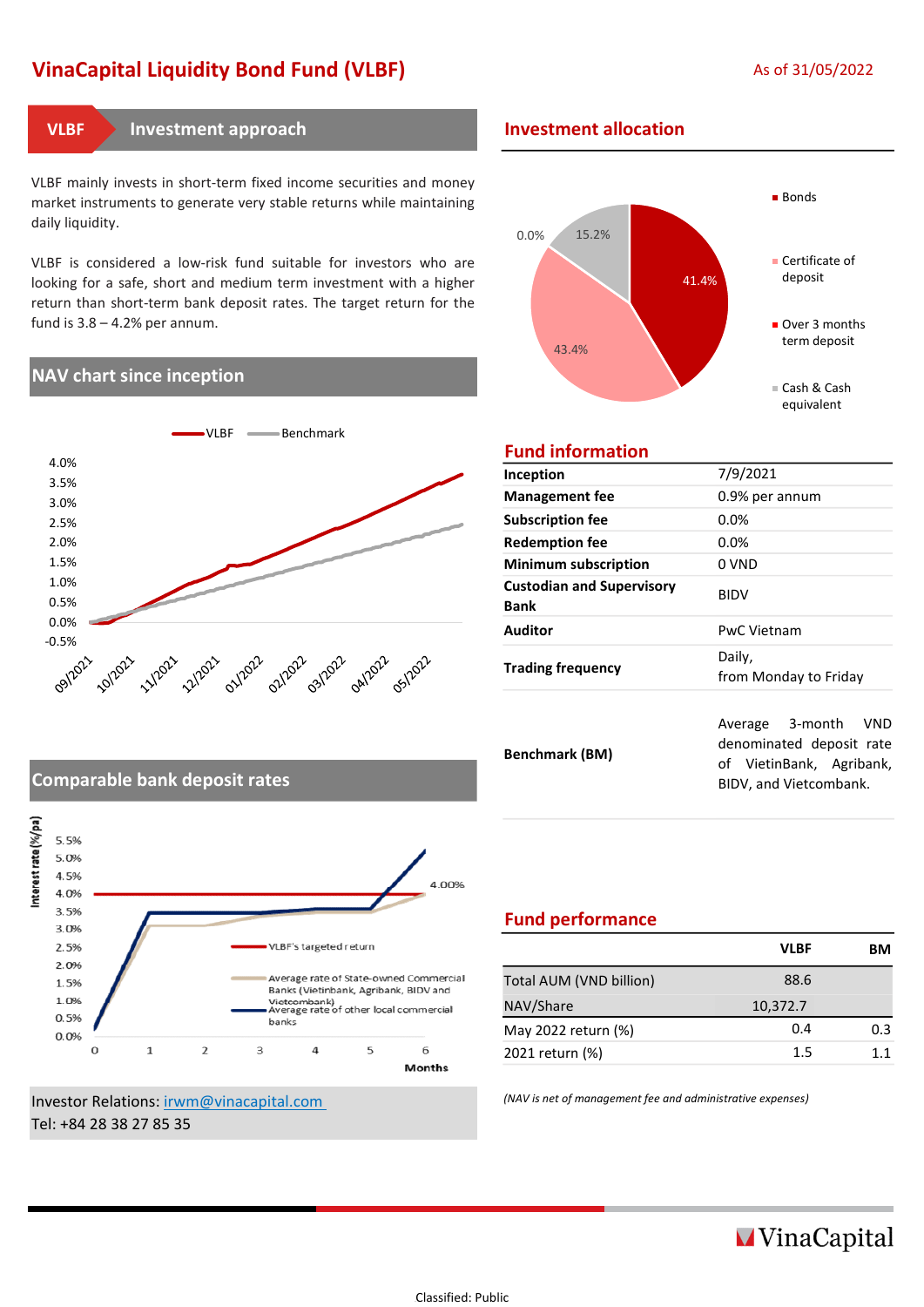# VinaCapital Liquidity Bond Fund (VLBF)

As of 31/05/2022

## VLBF Investment approach

VLBF mainly invests in short-term fixed income securities and money market instruments to generate very stable returns while maintaining daily liquidity.

VLBF is considered a low-risk fund suitable for investors who are looking for a safe, short and medium term investment with a higher return than short-term bank deposit rates. The target return for the fund is 3.8 – 4.2% per annum.

## NAV chart since inception

VLBF — Benchmark

4.0%
3.5%
3.0%
2.5%
2.0%
1.5%
1.0%
0.5%
0.0%
-0.5%

09/2021 10/2021 11/2021 12/2021 01/2022 02/2022 03/2022 04/2022 05/2022

## Comparable bank deposit rates

Interest rate (%/pa)

5.5% 5.0% 4.5% 4.0% 3.5% 3.0% 2.5% 2.0% 1.5% 1.0% 0.5% 0.0%

0 1 2 3 4 5 6 Months

4.00%

- VLBF's targeted return
- Average rate of State-owned Commercial Banks (Vietinbank, Agribank, BIDV and Vietcombank)
- Average rate of other local commercial banks

## Investment allocation

- Bonds: 41.4%
- Certificate of deposit: 43.4%
- Over 3 months term deposit: 0.0%
- Cash & Cash equivalent: 15.2%

## Fund information

| | |
|---|---|
| **Inception** | 7/9/2021 |
| **Management fee** | 0.9% per annum |
| **Subscription fee** | 0.0% |
| **Redemption fee** | 0.0% |
| **Minimum subscription** | 0 VND |
| **Custodian and Supervisory Bank** | BIDV |
| **Auditor** | PwC Vietnam |
| **Trading frequency** | Daily, from Monday to Friday |
| **Benchmark (BM)** | Average 3-month VND denominated deposit rate of VietinBank, Agribank, BIDV, and Vietcombank. |

## Fund performance

| | VLBF | BM |
|---|---|---|
| Total AUM (VND billion) | 88.6 | |
| NAV/Share | 10,372.7 | |
| May 2022 return (%) | 0.4 | 0.3 |
| 2021 return (%) | 1.5 | 1.1 |

*(NAV is net of management fee and administrative expenses)*

Investor Relations: [irwm@vinacapital.com](mailto:irwm@vinacapital.com)
Tel: +84 28 38 27 85 35

VinaCapital

Classified: Public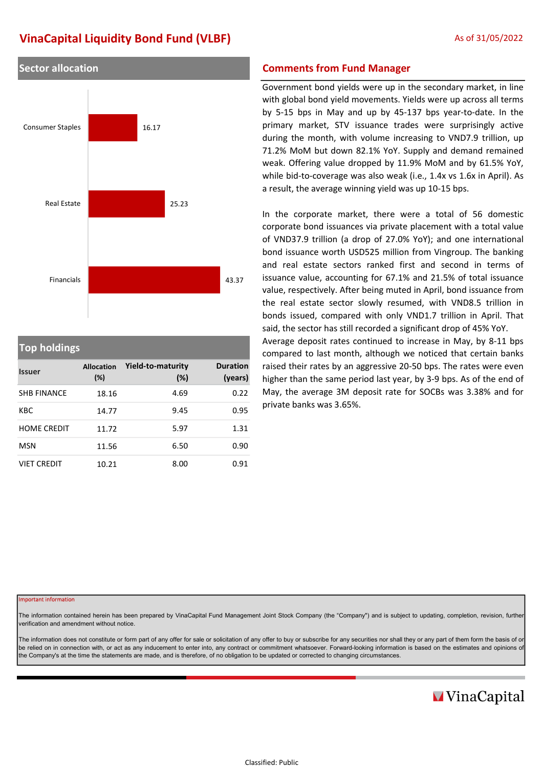# VinaCapital Liquidity Bond Fund (VLBF)

As of 31/05/2022

## Sector allocation

Consumer Staples
16.17

Real Estate
25.23

Financials
43.37

## Top holdings

| Issuer | Allocation (%) | Yield-to-maturity (%) | Duration (years) |
|---|---|---|---|
| SHB FINANCE | 18.16 | 4.69 | 0.22 |
| KBC | 14.77 | 9.45 | 0.95 |
| HOME CREDIT | 11.72 | 5.97 | 1.31 |
| MSN | 11.56 | 6.50 | 0.90 |
| VIET CREDIT | 10.21 | 8.00 | 0.91 |

## Comments from Fund Manager

Government bond yields were up in the secondary market, in line with global bond yield movements. Yields were up across all terms by 5-15 bps in May and up by 45-137 bps year-to-date. In the primary market, STV issuance trades were surprisingly active during the month, with volume increasing to VND7.9 trillion, up 71.2% MoM but down 82.1% YoY. Supply and demand remained weak. Offering value dropped by 11.9% MoM and by 61.5% YoY, while bid-to-coverage was also weak (i.e., 1.4x vs 1.6x in April). As a result, the average winning yield was up 10-15 bps.

In the corporate market, there were a total of 56 domestic corporate bond issuances via private placement with a total value of VND37.9 trillion (a drop of 27.0% YoY); and one international bond issuance worth USD525 million from Vingroup. The banking and real estate sectors ranked first and second in terms of issuance value, accounting for 67.1% and 21.5% of total issuance value, respectively. After being muted in April, bond issuance from the real estate sector slowly resumed, with VND8.5 trillion in bonds issued, compared with only VND1.7 trillion in April. That said, the sector has still recorded a significant drop of 45% YoY.

Average deposit rates continued to increase in May, by 8-11 bps compared to last month, although we noticed that certain banks raised their rates by an aggressive 20-50 bps. The rates were even higher than the same period last year, by 3-9 bps. As of the end of May, the average 3M deposit rate for SOCBs was 3.38% and for private banks was 3.65%.

Important information

The information contained herein has been prepared by VinaCapital Fund Management Joint Stock Company (the "Company") and is subject to updating, completion, revision, further verification and amendment without notice.

The information does not constitute or form part of any offer for sale or solicitation of any offer to buy or subscribe for any securities nor shall they or any part of them form the basis of or be relied on in connection with, or act as any inducement to enter into, any contract or commitment whatsoever. Forward-looking information is based on the estimates and opinions of the Company's at the time the statements are made, and is therefore, of no obligation to be updated or corrected to changing circumstances.

VinaCapital

Classified: Public